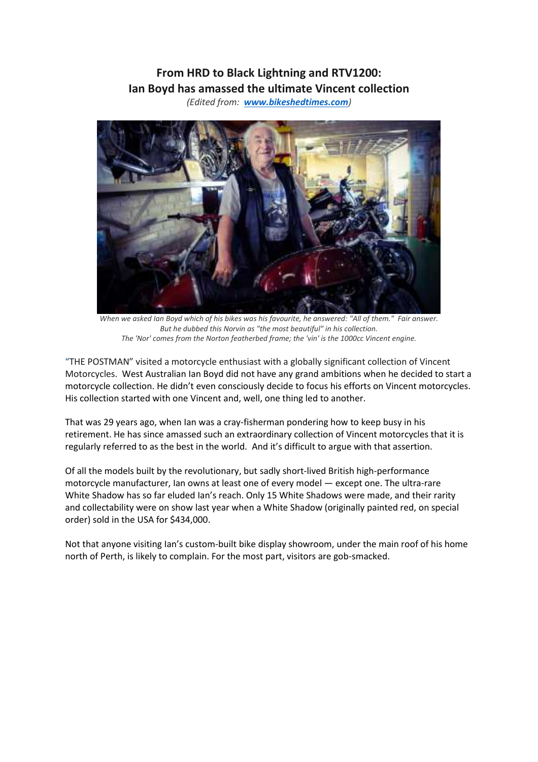# From HRD to Black Lightning and RTV1200: Ian Boyd has amassed the ultimate Vincent collection

*(Edited from: **www.bikeshedtimes.com**)*

*When we asked Ian Boyd which of his bikes was his favourite, he answered: "All of them." Fair answer. But he dubbed this Norvin as "the most beautiful" in his collection. The 'Nor' comes from the Norton featherbed frame; the 'vin' is the 1000cc Vincent engine.*

"THE POSTMAN" visited a motorcycle enthusiast with a globally significant collection of Vincent Motorcycles. West Australian Ian Boyd did not have any grand ambitions when he decided to start a motorcycle collection. He didn't even consciously decide to focus his efforts on Vincent motorcycles. His collection started with one Vincent and, well, one thing led to another.

That was 29 years ago, when Ian was a cray-fisherman pondering how to keep busy in his retirement. He has since amassed such an extraordinary collection of Vincent motorcycles that it is regularly referred to as the best in the world. And it's difficult to argue with that assertion.

Of all the models built by the revolutionary, but sadly short-lived British high-performance motorcycle manufacturer, Ian owns at least one of every model — except one. The ultra-rare White Shadow has so far eluded Ian's reach. Only 15 White Shadows were made, and their rarity and collectability were on show last year when a White Shadow (originally painted red, on special order) sold in the USA for $434,000.

Not that anyone visiting Ian's custom-built bike display showroom, under the main roof of his home north of Perth, is likely to complain. For the most part, visitors are gob-smacked.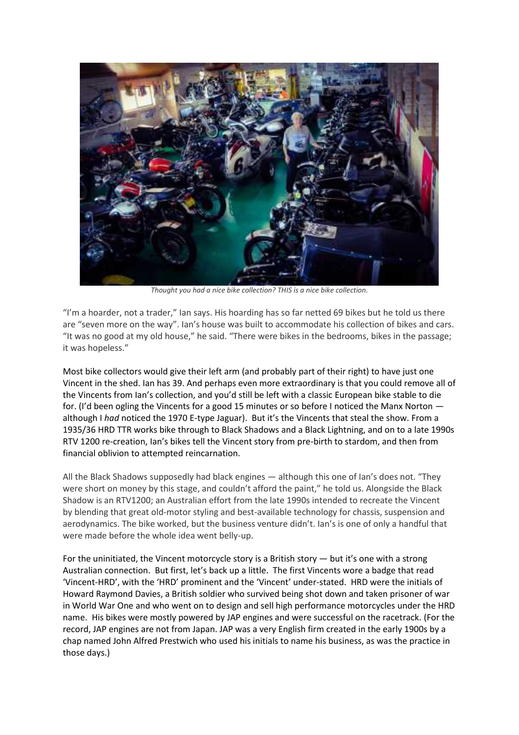*Thought you had a nice bike collection? THIS is a nice bike collection.*

"I'm a hoarder, not a trader," Ian says. His hoarding has so far netted 69 bikes but he told us there are "seven more on the way". Ian's house was built to accommodate his collection of bikes and cars. "It was no good at my old house," he said. "There were bikes in the bedrooms, bikes in the passage; it was hopeless."

Most bike collectors would give their left arm (and probably part of their right) to have just one Vincent in the shed. Ian has 39. And perhaps even more extraordinary is that you could remove all of the Vincents from Ian's collection, and you'd still be left with a classic European bike stable to die for. (I'd been ogling the Vincents for a good 15 minutes or so before I noticed the Manx Norton — although I *had* noticed the 1970 E-type Jaguar). But it's the Vincents that steal the show. From a 1935/36 HRD TTR works bike through to Black Shadows and a Black Lightning, and on to a late 1990s RTV 1200 re-creation, Ian's bikes tell the Vincent story from pre-birth to stardom, and then from financial oblivion to attempted reincarnation.

All the Black Shadows supposedly had black engines — although this one of Ian's does not. "They were short on money by this stage, and couldn't afford the paint," he told us. Alongside the Black Shadow is an RTV1200; an Australian effort from the late 1990s intended to recreate the Vincent by blending that great old-motor styling and best-available technology for chassis, suspension and aerodynamics. The bike worked, but the business venture didn't. Ian's is one of only a handful that were made before the whole idea went belly-up.

For the uninitiated, the Vincent motorcycle story is a British story — but it's one with a strong Australian connection. But first, let's back up a little. The first Vincents wore a badge that read 'Vincent-HRD', with the 'HRD' prominent and the 'Vincent' under-stated. HRD were the initials of Howard Raymond Davies, a British soldier who survived being shot down and taken prisoner of war in World War One and who went on to design and sell high performance motorcycles under the HRD name. His bikes were mostly powered by JAP engines and were successful on the racetrack. (For the record, JAP engines are not from Japan. JAP was a very English firm created in the early 1900s by a chap named John Alfred Prestwich who used his initials to name his business, as was the practice in those days.)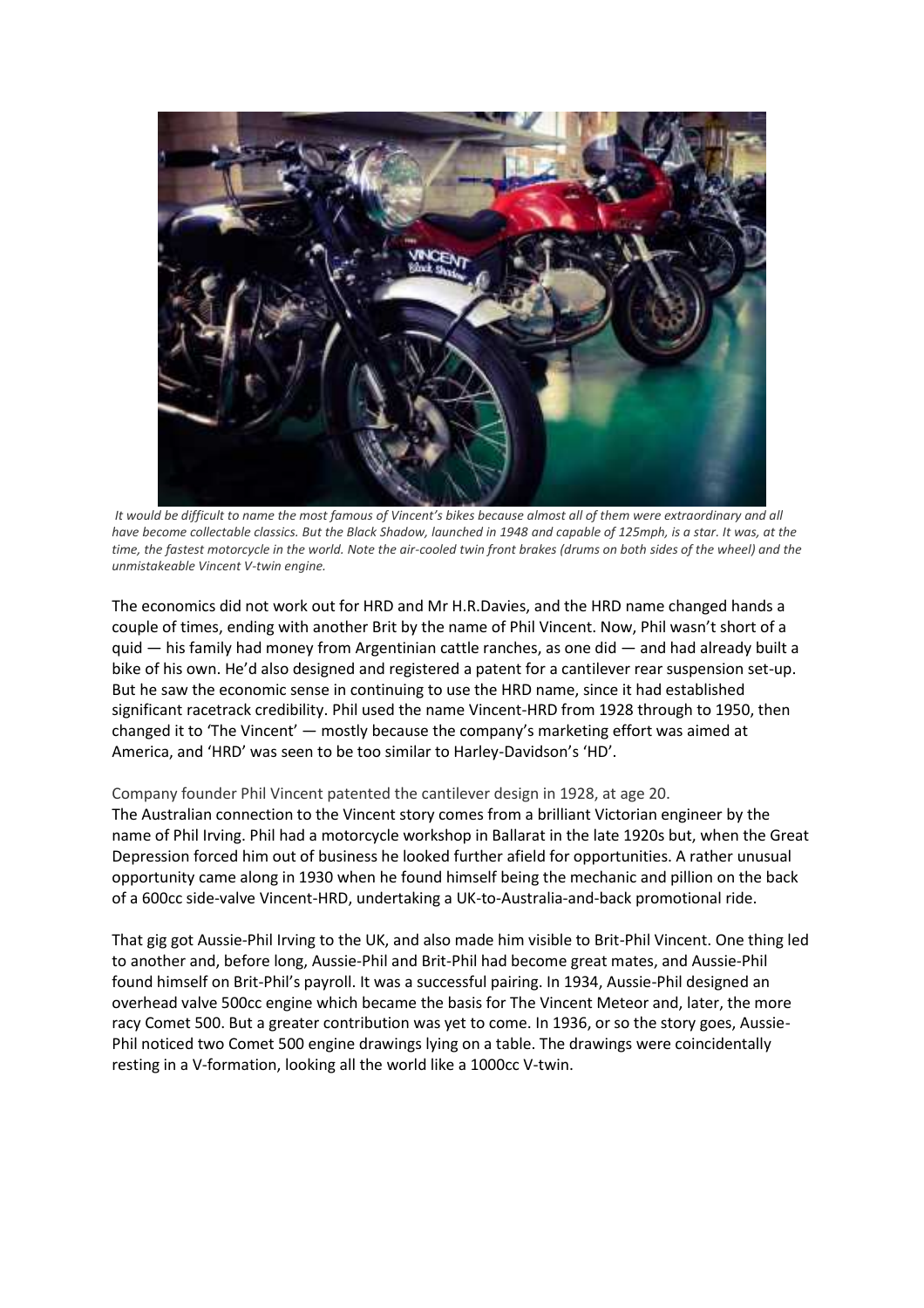*It would be difficult to name the most famous of Vincent's bikes because almost all of them were extraordinary and all have become collectable classics. But the Black Shadow, launched in 1948 and capable of 125mph, is a star. It was, at the time, the fastest motorcycle in the world. Note the air-cooled twin front brakes (drums on both sides of the wheel) and the unmistakeable Vincent V-twin engine.*

The economics did not work out for HRD and Mr H.R.Davies, and the HRD name changed hands a couple of times, ending with another Brit by the name of Phil Vincent. Now, Phil wasn't short of a quid — his family had money from Argentinian cattle ranches, as one did — and had already built a bike of his own. He'd also designed and registered a patent for a cantilever rear suspension set-up. But he saw the economic sense in continuing to use the HRD name, since it had established significant racetrack credibility. Phil used the name Vincent-HRD from 1928 through to 1950, then changed it to 'The Vincent' — mostly because the company's marketing effort was aimed at America, and 'HRD' was seen to be too similar to Harley-Davidson's 'HD'.

Company founder Phil Vincent patented the cantilever design in 1928, at age 20.

The Australian connection to the Vincent story comes from a brilliant Victorian engineer by the name of Phil Irving. Phil had a motorcycle workshop in Ballarat in the late 1920s but, when the Great Depression forced him out of business he looked further afield for opportunities. A rather unusual opportunity came along in 1930 when he found himself being the mechanic and pillion on the back of a 600cc side-valve Vincent-HRD, undertaking a UK-to-Australia-and-back promotional ride.

That gig got Aussie-Phil Irving to the UK, and also made him visible to Brit-Phil Vincent. One thing led to another and, before long, Aussie-Phil and Brit-Phil had become great mates, and Aussie-Phil found himself on Brit-Phil's payroll. It was a successful pairing. In 1934, Aussie-Phil designed an overhead valve 500cc engine which became the basis for The Vincent Meteor and, later, the more racy Comet 500. But a greater contribution was yet to come. In 1936, or so the story goes, Aussie-Phil noticed two Comet 500 engine drawings lying on a table. The drawings were coincidentally resting in a V-formation, looking all the world like a 1000cc V-twin.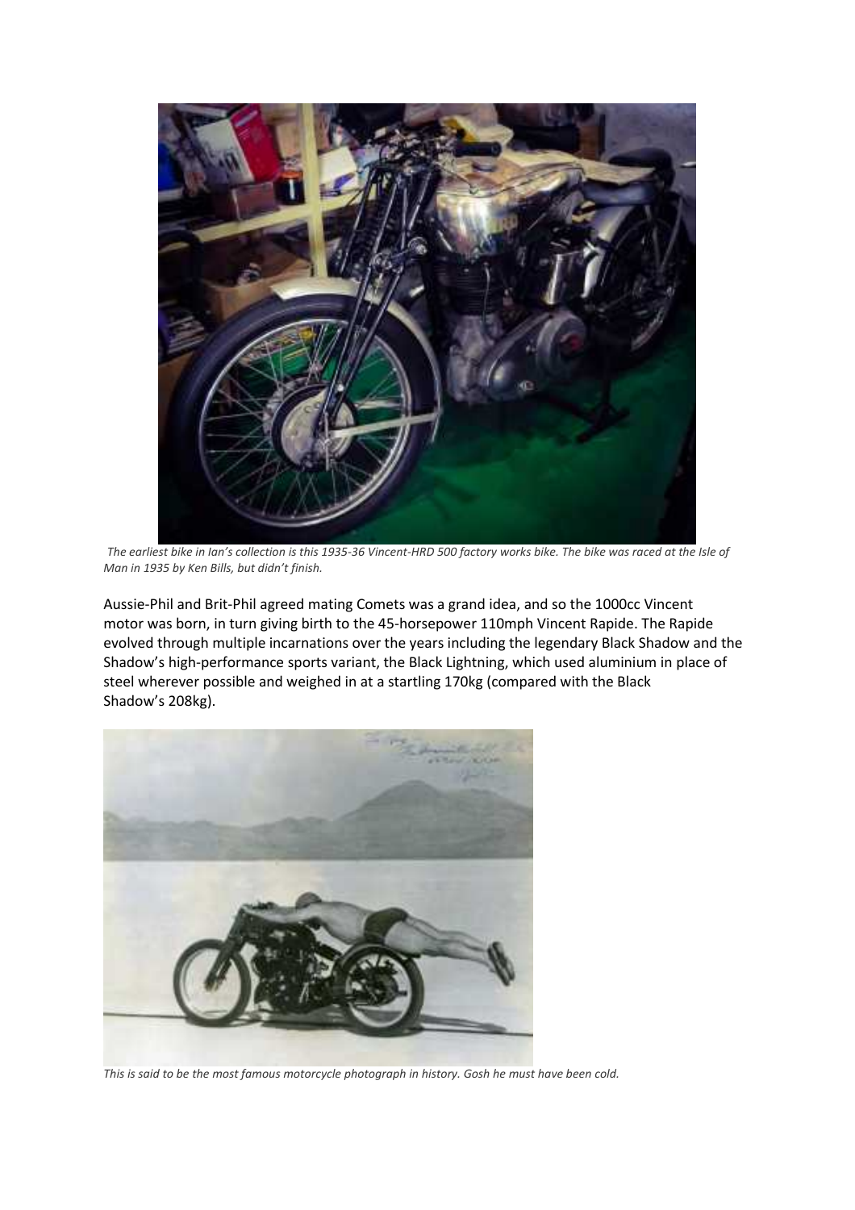*The earliest bike in Ian's collection is this 1935-36 Vincent-HRD 500 factory works bike. The bike was raced at the Isle of Man in 1935 by Ken Bills, but didn't finish.*

Aussie-Phil and Brit-Phil agreed mating Comets was a grand idea, and so the 1000cc Vincent motor was born, in turn giving birth to the 45-horsepower 110mph Vincent Rapide. The Rapide evolved through multiple incarnations over the years including the legendary Black Shadow and the Shadow's high-performance sports variant, the Black Lightning, which used aluminium in place of steel wherever possible and weighed in at a startling 170kg (compared with the Black Shadow's 208kg).

*This is said to be the most famous motorcycle photograph in history. Gosh he must have been cold.*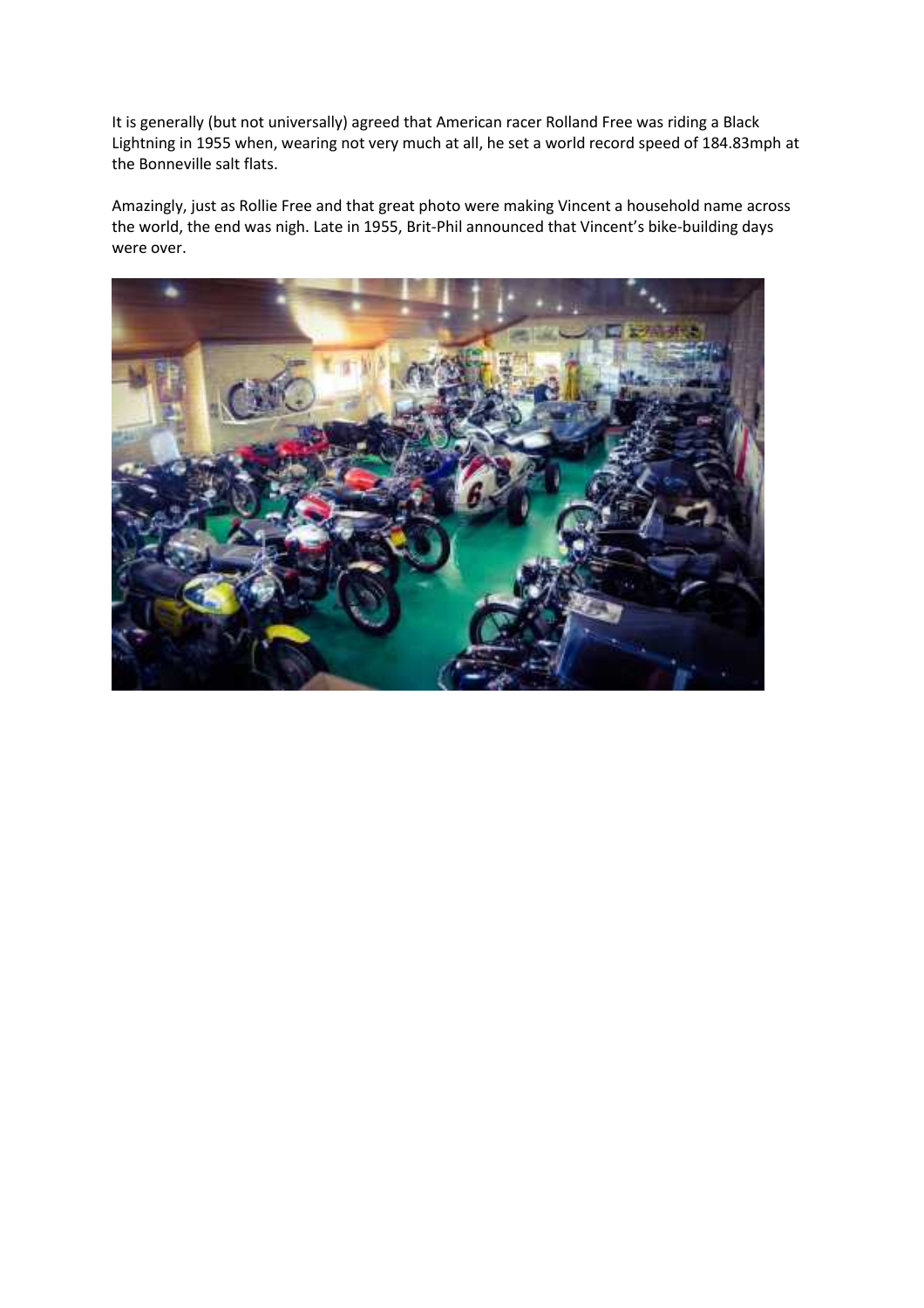It is generally (but not universally) agreed that American racer Rolland Free was riding a Black Lightning in 1955 when, wearing not very much at all, he set a world record speed of 184.83mph at the Bonneville salt flats.

Amazingly, just as Rollie Free and that great photo were making Vincent a household name across the world, the end was nigh. Late in 1955, Brit-Phil announced that Vincent's bike-building days were over.